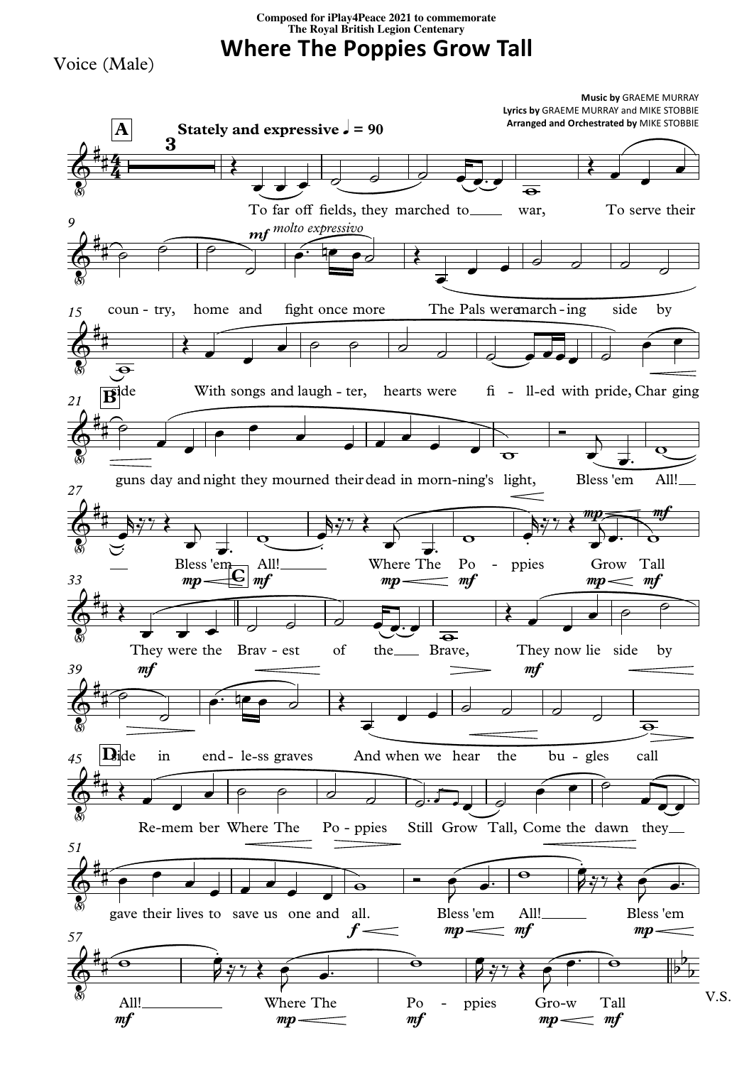Composed for iPlay4Peace 2021 to commemorate
The Royal British Legion Centenary

# Where The Poppies Grow Tall

Voice (Male)

**Music by** GRAEME MURRAY
**Lyrics by** GRAEME MURRAY and MIKE STOBBIE
**Arranged and Orchestrated by** MIKE STOBBIE

**Stately and expressive** ♩ = 90

A

To far off fields, they marched to war, To serve their coun - try, home and fight once more The Pals were march - ing side by side With songs and laugh - ter, hearts were fi - ll-ed with pride, Char ging

B

guns day and night they mourned their dead in morn-ning's light, Bless 'em All! Bless 'em All! Where The Po - ppies Grow Tall

C

They were the Brav - est of the Brave, They now lie side by side in end - le-ss graves And when we hear the bu - gles call

D

Re-mem ber Where The Po - ppies Still Grow Tall, Come the dawn they gave their lives to save us one and all. Bless 'em All! Bless 'em All! Where The Po - ppies Gro-w Tall

V.S.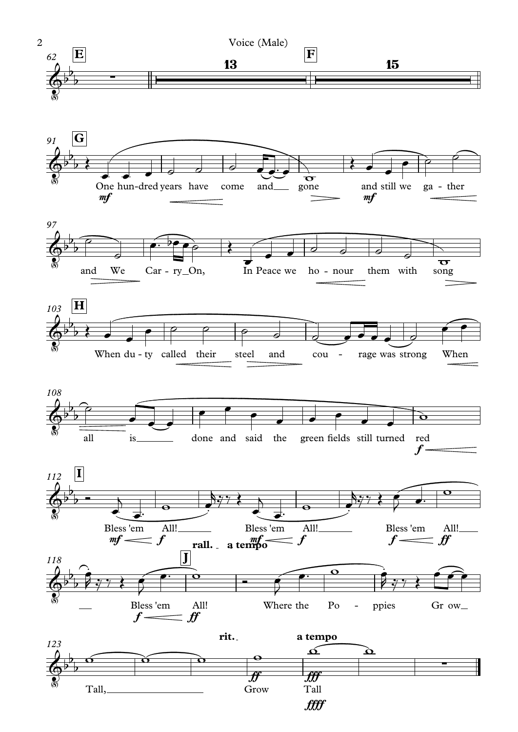**E** (m. 62) — 13 — **F** — 15

**G** (m. 91)

One hun-dred years have come and_ gone and still we ga - ther and We Car - ry_On, In Peace we ho - nour them with song

*mf* ... *mf*

**H** (m. 103)

When du - ty called their steel and cou - rage was strong When all is_ done and said the green fields still turned red

*f*

**I** (m. 112)

Bless 'em All!_ Bless 'em All!_ Bless 'em All!_ Bless 'em All!

*mf* *f* **rall.** **a tempo** *mf* *f* *f* *ff* *f* *ff*

**J**

Where the Po - ppies Gr ow_ Tall,_ Grow Tall

**rit.** **a tempo**

*ff* *fff* *ffff*